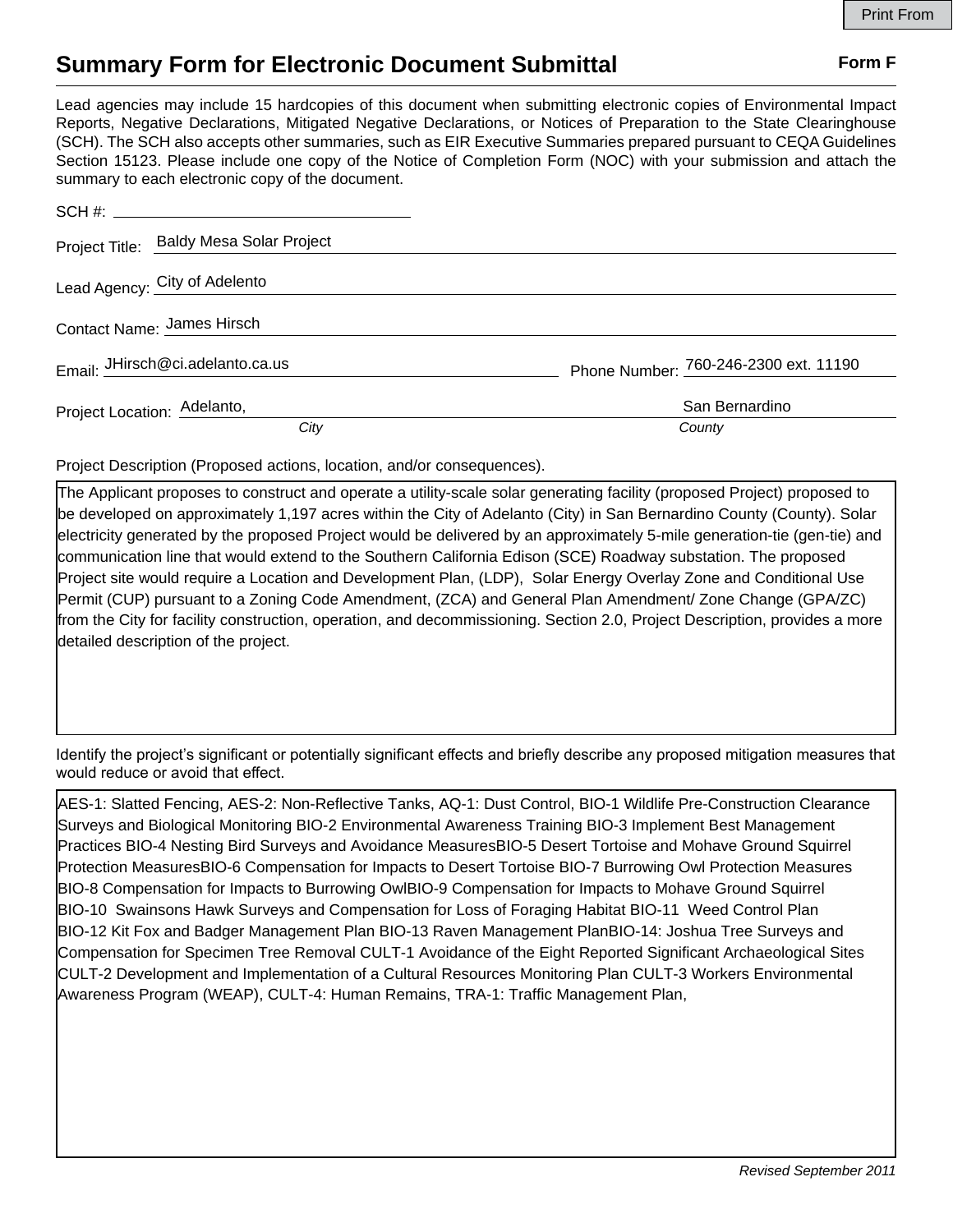Print From

# Summary Form for Electronic Document Submittal

**Form F**

Lead agencies may include 15 hardcopies of this document when submitting electronic copies of Environmental Impact Reports, Negative Declarations, Mitigated Negative Declarations, or Notices of Preparation to the State Clearinghouse (SCH). The SCH also accepts other summaries, such as EIR Executive Summaries prepared pursuant to CEQA Guidelines Section 15123. Please include one copy of the Notice of Completion Form (NOC) with your submission and attach the summary to each electronic copy of the document.

SCH #: ____________________

Project Title: Baldy Mesa Solar Project

Lead Agency: City of Adelento

Contact Name: James Hirsch

Email: JHirsch@ci.adelanto.ca.us

Phone Number: 760-246-2300 ext. 11190

Project Location: Adelanto, (*City*) San Bernardino (*County*)

Project Description (Proposed actions, location, and/or consequences).

The Applicant proposes to construct and operate a utility-scale solar generating facility (proposed Project) proposed to be developed on approximately 1,197 acres within the City of Adelanto (City) in San Bernardino County (County). Solar electricity generated by the proposed Project would be delivered by an approximately 5-mile generation-tie (gen-tie) and communication line that would extend to the Southern California Edison (SCE) Roadway substation. The proposed Project site would require a Location and Development Plan, (LDP), Solar Energy Overlay Zone and Conditional Use Permit (CUP) pursuant to a Zoning Code Amendment, (ZCA) and General Plan Amendment/ Zone Change (GPA/ZC) from the City for facility construction, operation, and decommissioning. Section 2.0, Project Description, provides a more detailed description of the project.

Identify the project's significant or potentially significant effects and briefly describe any proposed mitigation measures that would reduce or avoid that effect.

AES-1: Slatted Fencing, AES-2: Non-Reflective Tanks, AQ-1: Dust Control, BIO-1 Wildlife Pre-Construction Clearance Surveys and Biological Monitoring BIO-2 Environmental Awareness Training BIO-3 Implement Best Management Practices BIO-4 Nesting Bird Surveys and Avoidance MeasuresBIO-5 Desert Tortoise and Mohave Ground Squirrel Protection MeasuresBIO-6 Compensation for Impacts to Desert Tortoise BIO-7 Burrowing Owl Protection Measures BIO-8 Compensation for Impacts to Burrowing OwlBIO-9 Compensation for Impacts to Mohave Ground Squirrel BIO-10 Swainsons Hawk Surveys and Compensation for Loss of Foraging Habitat BIO-11 Weed Control Plan BIO-12 Kit Fox and Badger Management Plan BIO-13 Raven Management PlanBIO-14: Joshua Tree Surveys and Compensation for Specimen Tree Removal CULT-1 Avoidance of the Eight Reported Significant Archaeological Sites CULT-2 Development and Implementation of a Cultural Resources Monitoring Plan CULT-3 Workers Environmental Awareness Program (WEAP), CULT-4: Human Remains, TRA-1: Traffic Management Plan,

*Revised September 2011*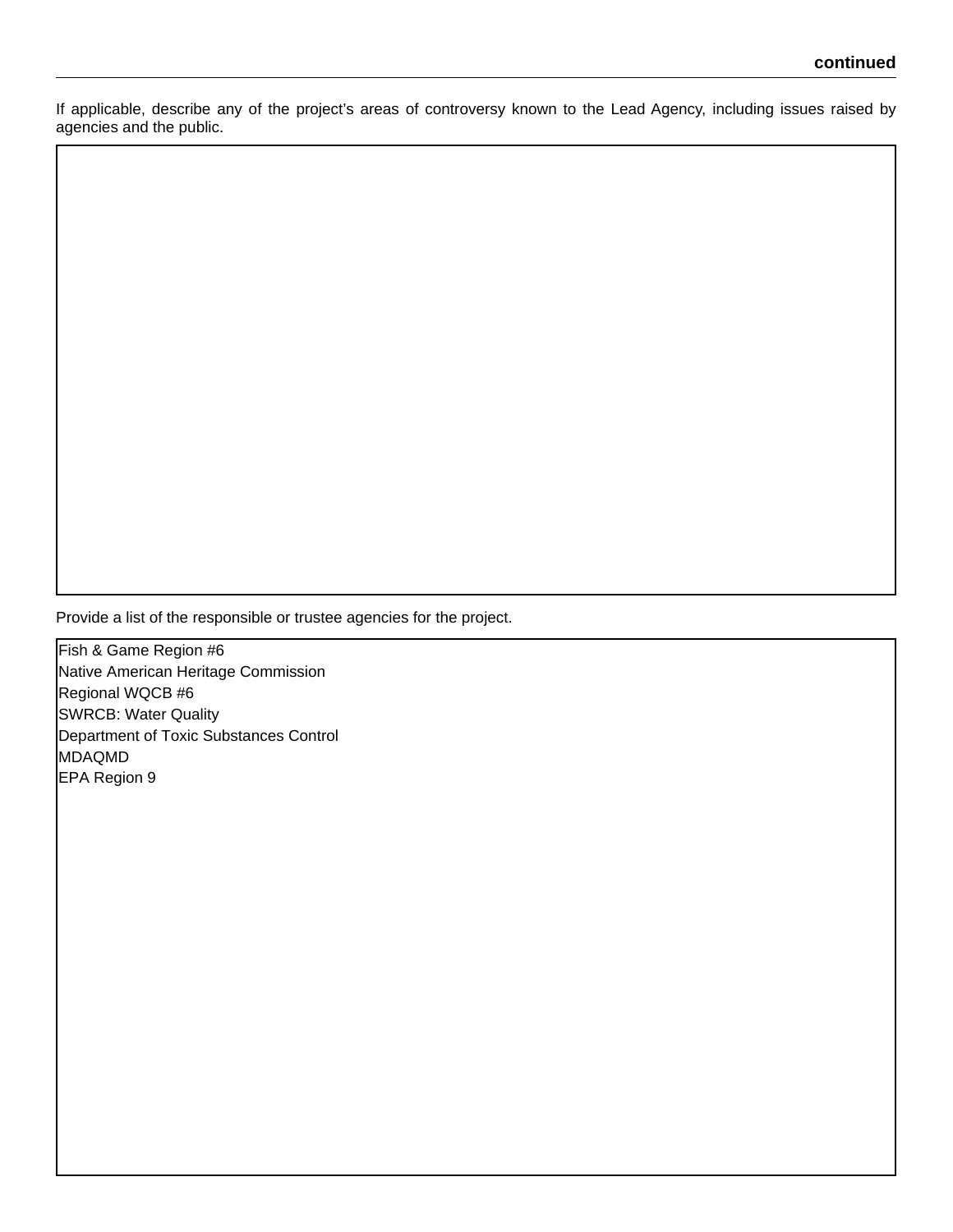**continued**

If applicable, describe any of the project's areas of controversy known to the Lead Agency, including issues raised by agencies and the public.

Provide a list of the responsible or trustee agencies for the project.

Fish & Game Region #6
Native American Heritage Commission
Regional WQCB #6
SWRCB: Water Quality
Department of Toxic Substances Control
MDAQMD
EPA Region 9